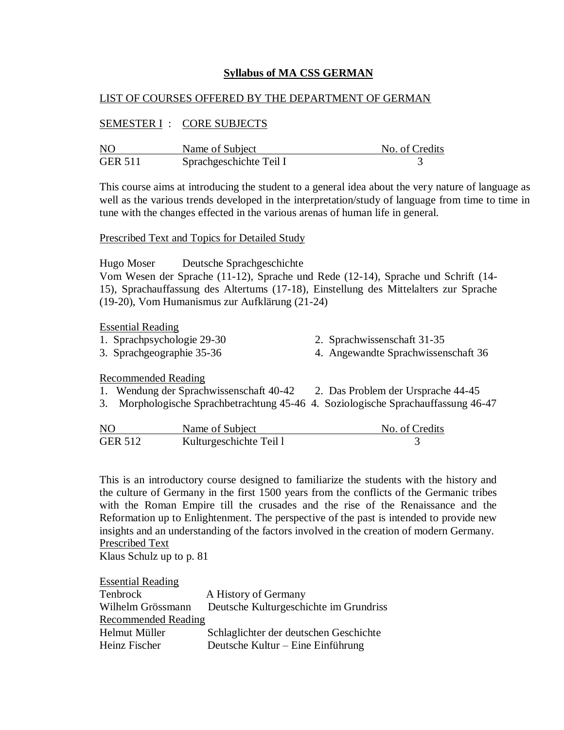# Syllabus of MA CSS GERMAN

LIST OF COURSES OFFERED BY THE DEPARTMENT OF GERMAN

SEMESTER I : CORE SUBJECTS

| NO | Name of Subject | No. of Credits |
|---|---|---|
| GER 511 | Sprachgeschichte Teil I | 3 |

This course aims at introducing the student to a general idea about the very nature of language as well as the various trends developed in the interpretation/study of language from time to time in tune with the changes effected in the various arenas of human life in general.

Prescribed Text and Topics for Detailed Study

Hugo Moser Deutsche Sprachgeschichte
Vom Wesen der Sprache (11-12), Sprache und Rede (12-14), Sprache und Schrift (14-15), Sprachauffassung des Altertums (17-18), Einstellung des Mittelalters zur Sprache (19-20), Vom Humanismus zur Aufklärung (21-24)

Essential Reading

1. Sprachpsychologie 29-30
2. Sprachwissenschaft 31-35
3. Sprachgeographie 35-36
4. Angewandte Sprachwissenschaft 36

Recommended Reading

1. Wendung der Sprachwissenschaft 40-42
2. Das Problem der Ursprache 44-45
3. Morphologische Sprachbetrachtung 45-46
4. Soziologische Sprachauffassung 46-47

| NO | Name of Subject | No. of Credits |
|---|---|---|
| GER 512 | Kulturgeschichte Teil l | 3 |

This is an introductory course designed to familiarize the students with the history and the culture of Germany in the first 1500 years from the conflicts of the Germanic tribes with the Roman Empire till the crusades and the rise of the Renaissance and the Reformation up to Enlightenment. The perspective of the past is intended to provide new insights and an understanding of the factors involved in the creation of modern Germany.

Prescribed Text

Klaus Schulz up to p. 81

Essential Reading

Tenbrock A History of Germany
Wilhelm Grössmann Deutsche Kulturgeschichte im Grundriss

Recommended Reading

Helmut Müller Schlaglichter der deutschen Geschichte
Heinz Fischer Deutsche Kultur – Eine Einführung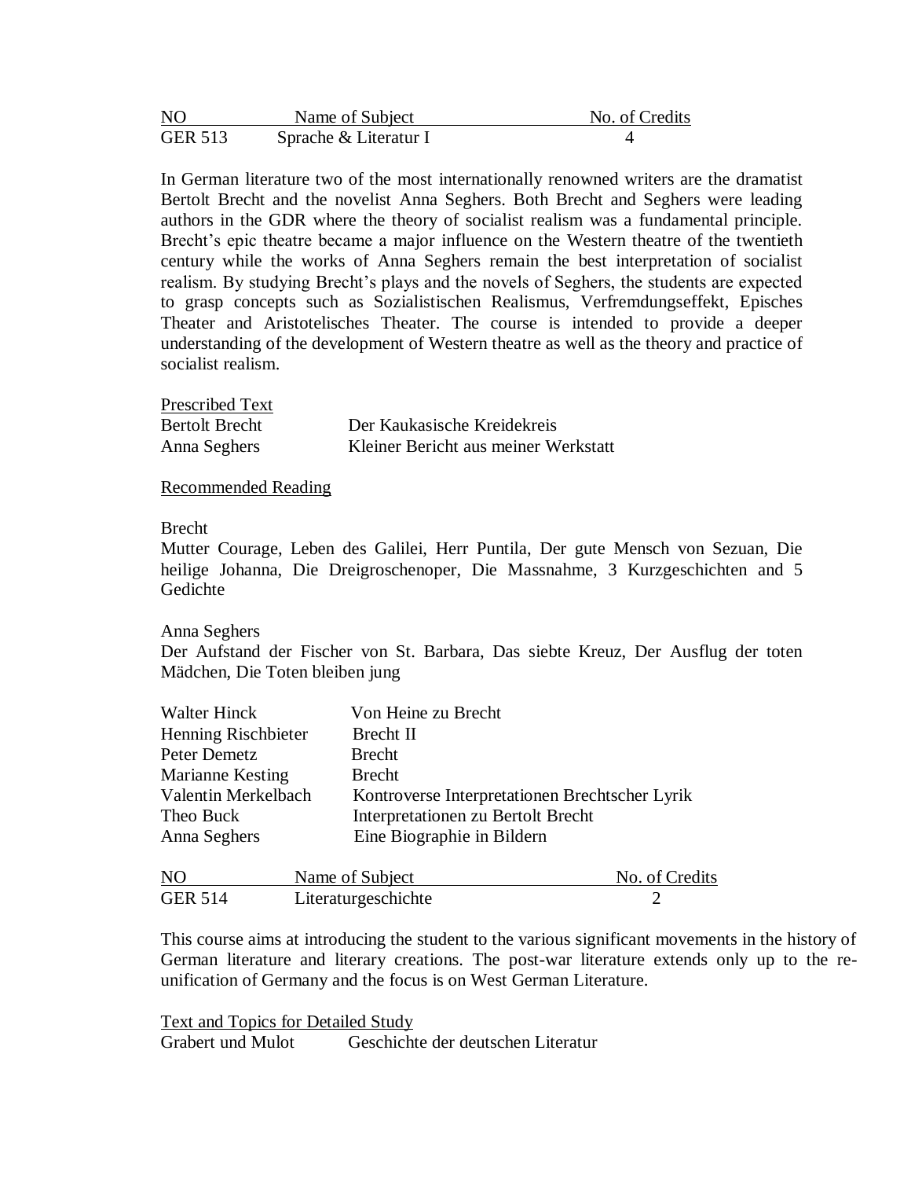| NO | Name of Subject | No. of Credits |
|---|---|---|
| GER 513 | Sprache & Literatur I | 4 |

In German literature two of the most internationally renowned writers are the dramatist Bertolt Brecht and the novelist Anna Seghers. Both Brecht and Seghers were leading authors in the GDR where the theory of socialist realism was a fundamental principle. Brecht's epic theatre became a major influence on the Western theatre of the twentieth century while the works of Anna Seghers remain the best interpretation of socialist realism. By studying Brecht's plays and the novels of Seghers, the students are expected to grasp concepts such as Sozialistischen Realismus, Verfremdungseffekt, Episches Theater and Aristotelisches Theater. The course is intended to provide a deeper understanding of the development of Western theatre as well as the theory and practice of socialist realism.

Prescribed Text

| | |
|---|---|
| Bertolt Brecht | Der Kaukasische Kreidekreis |
| Anna Seghers | Kleiner Bericht aus meiner Werkstatt |

Recommended Reading

Brecht

Mutter Courage, Leben des Galilei, Herr Puntila, Der gute Mensch von Sezuan, Die heilige Johanna, Die Dreigroschenoper, Die Massnahme, 3 Kurzgeschichten and 5 Gedichte

Anna Seghers

Der Aufstand der Fischer von St. Barbara, Das siebte Kreuz, Der Ausflug der toten Mädchen, Die Toten bleiben jung

| | |
|---|---|
| Walter Hinck | Von Heine zu Brecht |
| Henning Rischbieter | Brecht II |
| Peter Demetz | Brecht |
| Marianne Kesting | Brecht |
| Valentin Merkelbach | Kontroverse Interpretationen Brechtscher Lyrik |
| Theo Buck | Interpretationen zu Bertolt Brecht |
| Anna Seghers | Eine Biographie in Bildern |

| NO | Name of Subject | No. of Credits |
|---|---|---|
| GER 514 | Literaturgeschichte | 2 |

This course aims at introducing the student to the various significant movements in the history of German literature and literary creations. The post-war literature extends only up to the re-unification of Germany and the focus is on West German Literature.

Text and Topics for Detailed Study

| | |
|---|---|
| Grabert und Mulot | Geschichte der deutschen Literatur |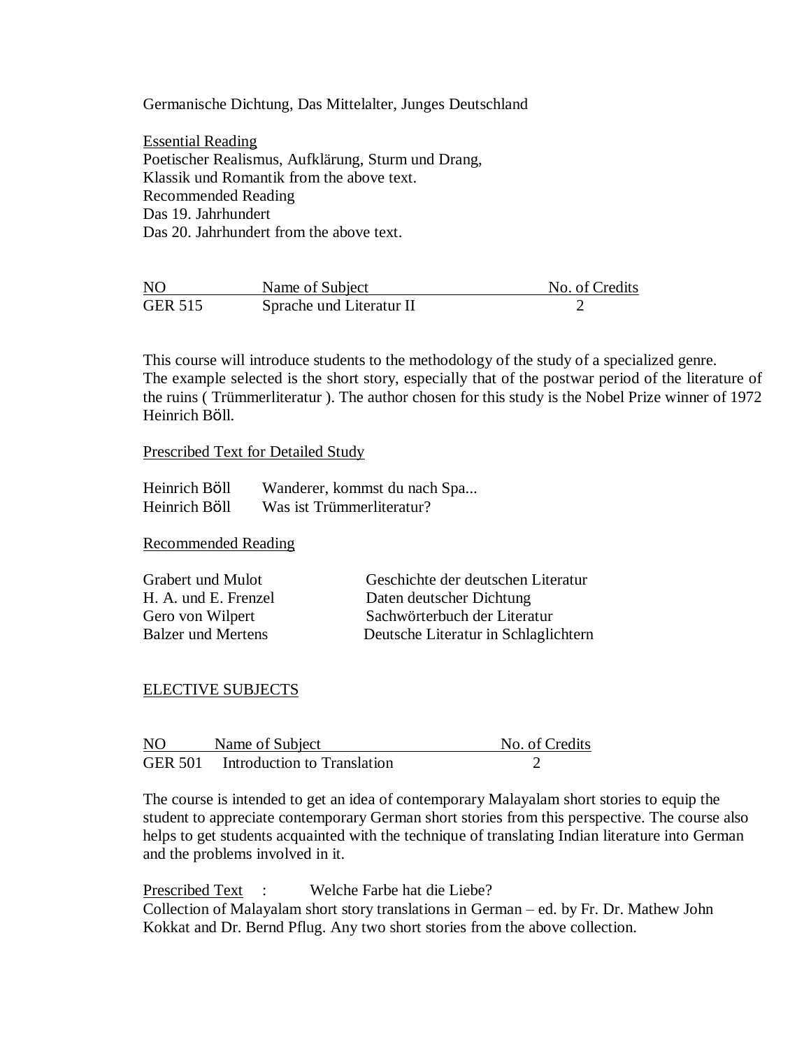Germanische Dichtung, Das Mittelalter, Junges Deutschland

Essential Reading
Poetischer Realismus, Aufklärung, Sturm und Drang,
Klassik und Romantik from the above text.
Recommended Reading
Das 19. Jahrhundert
Das 20. Jahrhundert from the above text.

| NO | Name of Subject | No. of Credits |
|---|---|---|
| GER 515 | Sprache und Literatur II | 2 |

This course will introduce students to the methodology of the study of a specialized genre. The example selected is the short story, especially that of the postwar period of the literature of the ruins ( Trümmerliteratur ). The author chosen for this study is the Nobel Prize winner of 1972 Heinrich Böll.

Prescribed Text for Detailed Study

| | |
|---|---|
| Heinrich Böll | Wanderer, kommst du nach Spa... |
| Heinrich Böll | Was ist Trümmerliteratur? |

Recommended Reading

| | |
|---|---|
| Grabert und Mulot | Geschichte der deutschen Literatur |
| H. A. und E. Frenzel | Daten deutscher Dichtung |
| Gero von Wilpert | Sachwörterbuch der Literatur |
| Balzer und Mertens | Deutsche Literatur in Schlaglichtern |

ELECTIVE SUBJECTS

| NO | Name of Subject | No. of Credits |
|---|---|---|
| GER 501 | Introduction to Translation | 2 |

The course is intended to get an idea of contemporary Malayalam short stories to equip the student to appreciate contemporary German short stories from this perspective. The course also helps to get students acquainted with the technique of translating Indian literature into German and the problems involved in it.

Prescribed Text : Welche Farbe hat die Liebe?
Collection of Malayalam short story translations in German – ed. by Fr. Dr. Mathew John Kokkat and Dr. Bernd Pflug. Any two short stories from the above collection.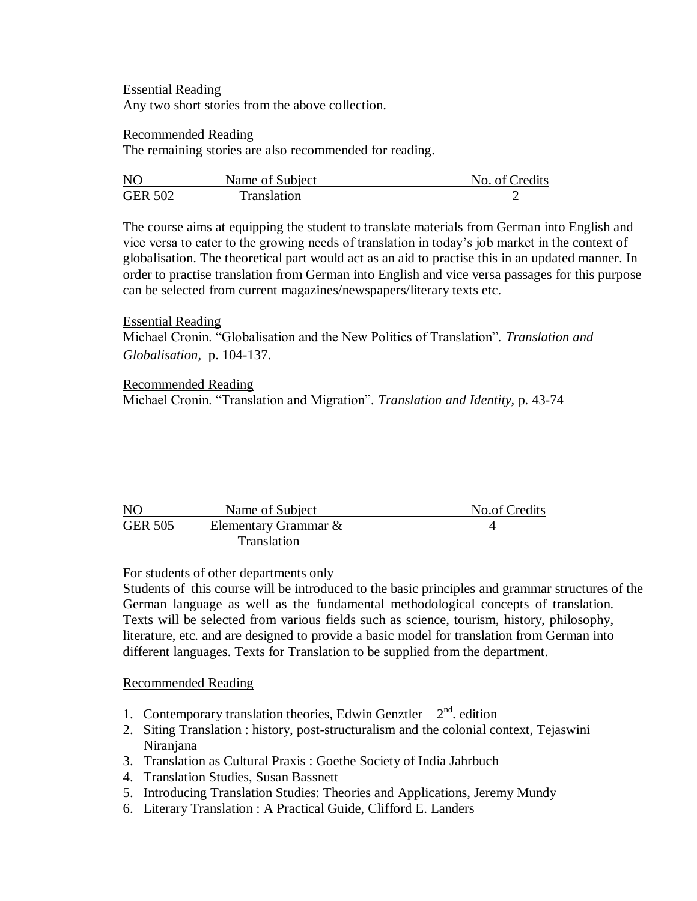<u>Essential Reading</u>
Any two short stories from the above collection.

<u>Recommended Reading</u>
The remaining stories are also recommended for reading.

| NO | Name of Subject | No. of Credits |
|---|---|---|
| GER 502 | Translation | 2 |

The course aims at equipping the student to translate materials from German into English and vice versa to cater to the growing needs of translation in today's job market in the context of globalisation. The theoretical part would act as an aid to practise this in an updated manner. In order to practise translation from German into English and vice versa passages for this purpose can be selected from current magazines/newspapers/literary texts etc.

<u>Essential Reading</u>
Michael Cronin. "Globalisation and the New Politics of Translation". *Translation and Globalisation,* p. 104-137.

<u>Recommended Reading</u>
Michael Cronin. "Translation and Migration". *Translation and Identity,* p. 43-74

| NO | Name of Subject | No.of Credits |
|---|---|---|
| GER 505 | Elementary Grammar & Translation | 4 |

For students of other departments only
Students of this course will be introduced to the basic principles and grammar structures of the German language as well as the fundamental methodological concepts of translation. Texts will be selected from various fields such as science, tourism, history, philosophy, literature, etc. and are designed to provide a basic model for translation from German into different languages. Texts for Translation to be supplied from the department.

<u>Recommended Reading</u>

1. Contemporary translation theories, Edwin Genztler – 2nd. edition
2. Siting Translation : history, post-structuralism and the colonial context, Tejaswini Niranjana
3. Translation as Cultural Praxis : Goethe Society of India Jahrbuch
4. Translation Studies, Susan Bassnett
5. Introducing Translation Studies: Theories and Applications, Jeremy Mundy
6. Literary Translation : A Practical Guide, Clifford E. Landers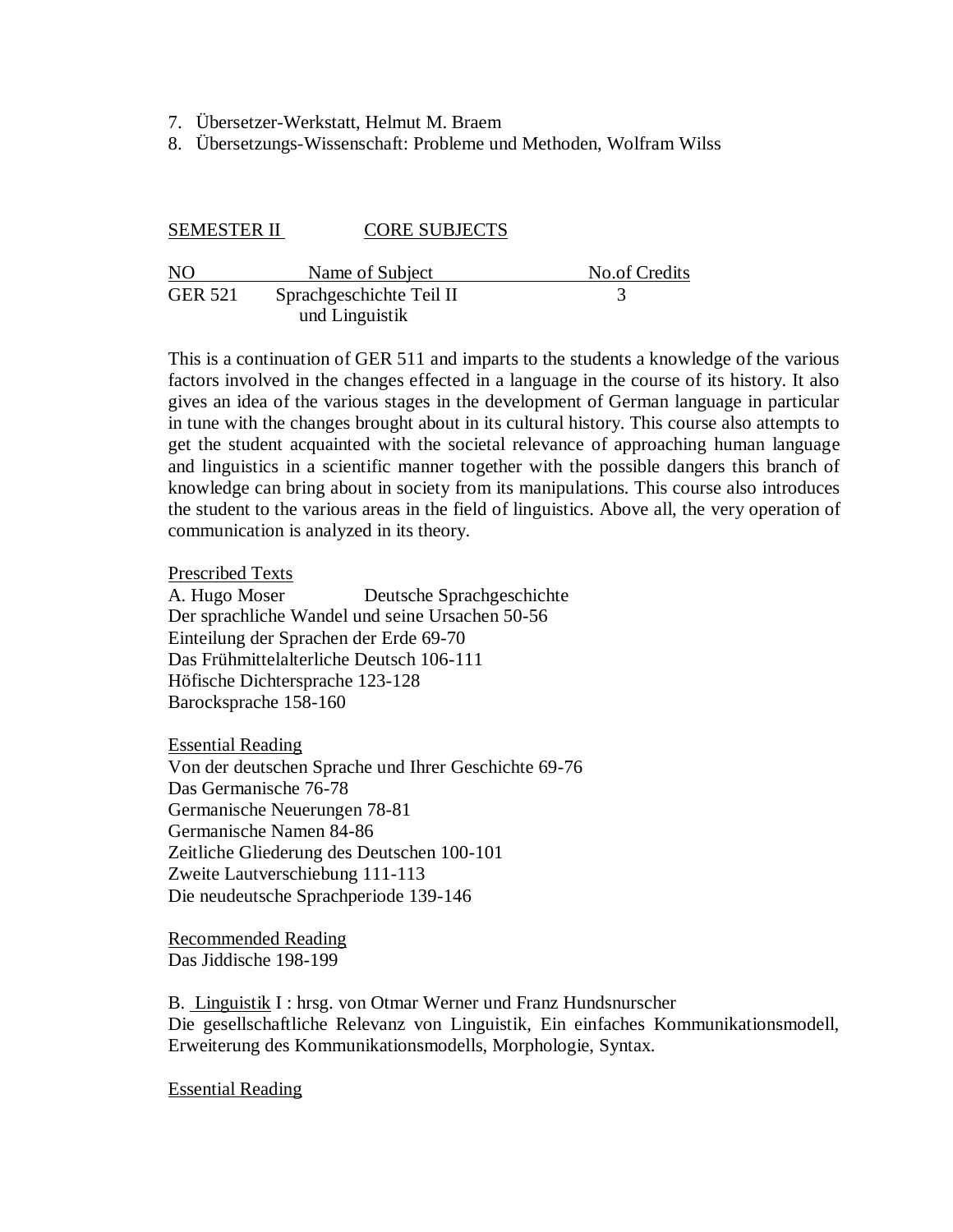7. Übersetzer-Werkstatt, Helmut M. Braem
8. Übersetzungs-Wissenschaft: Probleme und Methoden, Wolfram Wilss

SEMESTER II CORE SUBJECTS

| NO | Name of Subject | No.of Credits |
|---|---|---|
| GER 521 | Sprachgeschichte Teil II und Linguistik | 3 |

This is a continuation of GER 511 and imparts to the students a knowledge of the various factors involved in the changes effected in a language in the course of its history. It also gives an idea of the various stages in the development of German language in particular in tune with the changes brought about in its cultural history. This course also attempts to get the student acquainted with the societal relevance of approaching human language and linguistics in a scientific manner together with the possible dangers this branch of knowledge can bring about in society from its manipulations. This course also introduces the student to the various areas in the field of linguistics. Above all, the very operation of communication is analyzed in its theory.

Prescribed Texts
A. Hugo Moser Deutsche Sprachgeschichte
Der sprachliche Wandel und seine Ursachen 50-56
Einteilung der Sprachen der Erde 69-70
Das Frühmittelalterliche Deutsch 106-111
Höfische Dichtersprache 123-128
Barocksprache 158-160

Essential Reading
Von der deutschen Sprache und Ihrer Geschichte 69-76
Das Germanische 76-78
Germanische Neuerungen 78-81
Germanische Namen 84-86
Zeitliche Gliederung des Deutschen 100-101
Zweite Lautverschiebung 111-113
Die neudeutsche Sprachperiode 139-146

Recommended Reading
Das Jiddische 198-199

B. Linguistik I : hrsg. von Otmar Werner und Franz Hundsnurscher
Die gesellschaftliche Relevanz von Linguistik, Ein einfaches Kommunikationsmodell, Erweiterung des Kommunikationsmodells, Morphologie, Syntax.

Essential Reading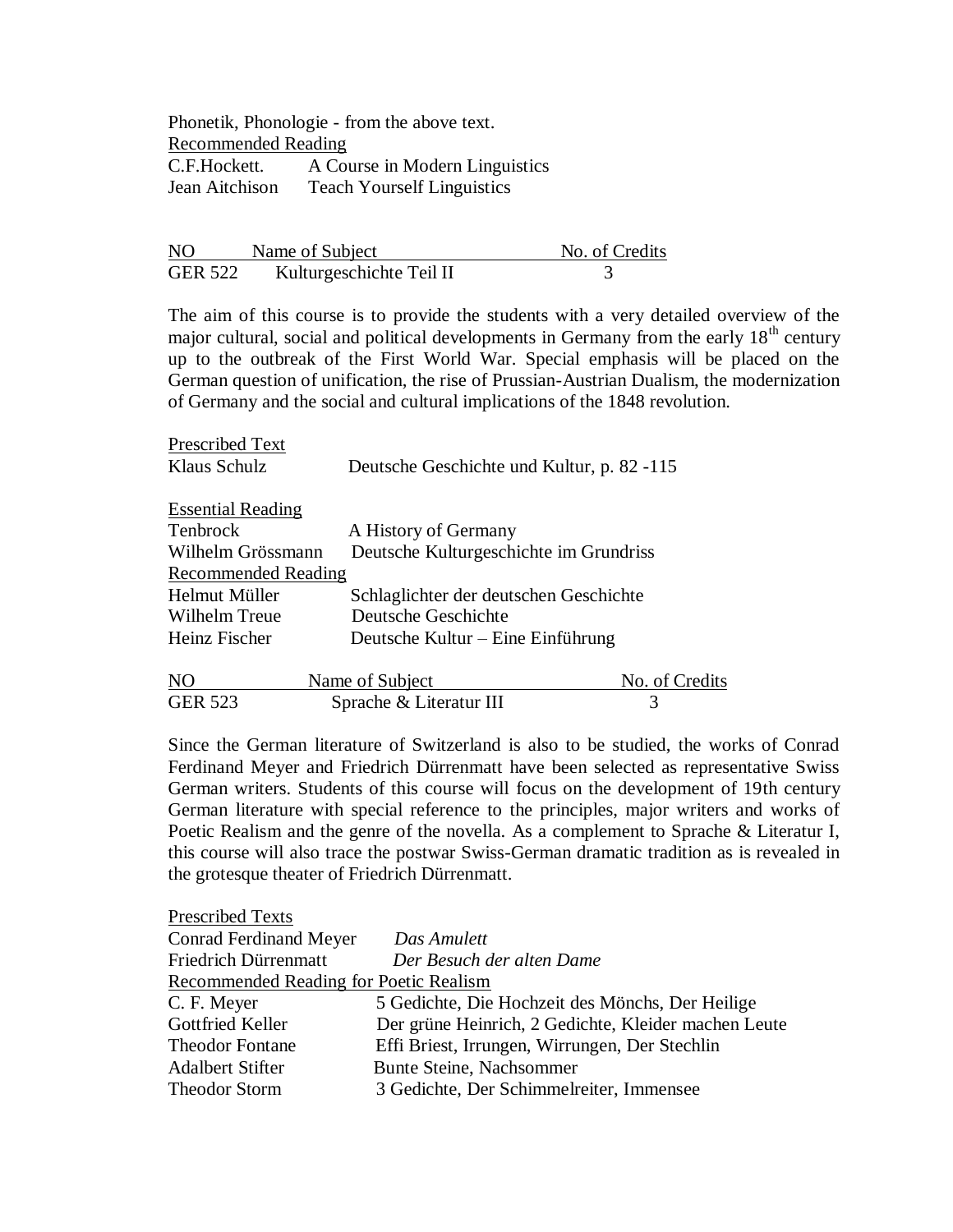Phonetik, Phonologie - from the above text.

Recommended Reading

| | |
|---|---|
| C.F.Hockett. | A Course in Modern Linguistics |
| Jean Aitchison | Teach Yourself Linguistics |

| NO | Name of Subject | No. of Credits |
|---|---|---|
| GER 522 | Kulturgeschichte Teil II | 3 |

The aim of this course is to provide the students with a very detailed overview of the major cultural, social and political developments in Germany from the early 18th century up to the outbreak of the First World War. Special emphasis will be placed on the German question of unification, the rise of Prussian-Austrian Dualism, the modernization of Germany and the social and cultural implications of the 1848 revolution.

Prescribed Text

| | |
|---|---|
| Klaus Schulz | Deutsche Geschichte und Kultur, p. 82 -115 |

Essential Reading

| | |
|---|---|
| Tenbrock | A History of Germany |
| Wilhelm Grössmann | Deutsche Kulturgeschichte im Grundriss |

Recommended Reading

| | |
|---|---|
| Helmut Müller | Schlaglichter der deutschen Geschichte |
| Wilhelm Treue | Deutsche Geschichte |
| Heinz Fischer | Deutsche Kultur – Eine Einführung |

| NO | Name of Subject | No. of Credits |
|---|---|---|
| GER 523 | Sprache & Literatur III | 3 |

Since the German literature of Switzerland is also to be studied, the works of Conrad Ferdinand Meyer and Friedrich Dürrenmatt have been selected as representative Swiss German writers. Students of this course will focus on the development of 19th century German literature with special reference to the principles, major writers and works of Poetic Realism and the genre of the novella. As a complement to Sprache & Literatur I, this course will also trace the postwar Swiss-German dramatic tradition as is revealed in the grotesque theater of Friedrich Dürrenmatt.

Prescribed Texts

| | |
|---|---|
| Conrad Ferdinand Meyer | *Das Amulett* |
| Friedrich Dürrenmatt | *Der Besuch der alten Dame* |

Recommended Reading for Poetic Realism

| | |
|---|---|
| C. F. Meyer | 5 Gedichte, Die Hochzeit des Mönchs, Der Heilige |
| Gottfried Keller | Der grüne Heinrich, 2 Gedichte, Kleider machen Leute |
| Theodor Fontane | Effi Briest, Irrungen, Wirrungen, Der Stechlin |
| Adalbert Stifter | Bunte Steine, Nachsommer |
| Theodor Storm | 3 Gedichte, Der Schimmelreiter, Immensee |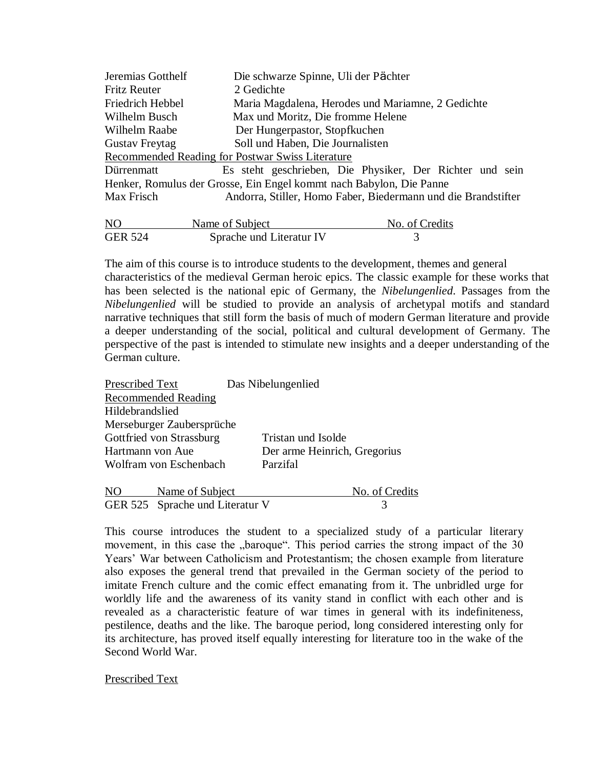| | |
|---|---|
| Jeremias Gotthelf | Die schwarze Spinne, Uli der Pächter |
| Fritz Reuter | 2 Gedichte |
| Friedrich Hebbel | Maria Magdalena, Herodes und Mariamne, 2 Gedichte |
| Wilhelm Busch | Max und Moritz, Die fromme Helene |
| Wilhelm Raabe | Der Hungerpastor, Stopfkuchen |
| Gustav Freytag | Soll und Haben, Die Journalisten |

<u>Recommended Reading for Postwar Swiss Literature</u>

Dürrenmatt Es steht geschrieben, Die Physiker, Der Richter und sein Henker, Romulus der Grosse, Ein Engel kommt nach Babylon, Die Panne

Max Frisch Andorra, Stiller, Homo Faber, Biedermann und die Brandstifter

| NO | Name of Subject | No. of Credits |
|---|---|---|
| GER 524 | Sprache und Literatur IV | 3 |

The aim of this course is to introduce students to the development, themes and general characteristics of the medieval German heroic epics. The classic example for these works that has been selected is the national epic of Germany, the *Nibelungenlied*. Passages from the *Nibelungenlied* will be studied to provide an analysis of archetypal motifs and standard narrative techniques that still form the basis of much of modern German literature and provide a deeper understanding of the social, political and cultural development of Germany. The perspective of the past is intended to stimulate new insights and a deeper understanding of the German culture.

<u>Prescribed Text</u> Das Nibelungenlied

<u>Recommended Reading</u>

Hildebrandslied

Merseburger Zaubersprüche

| | |
|---|---|
| Gottfried von Strassburg | Tristan und Isolde |
| Hartmann von Aue | Der arme Heinrich, Gregorius |
| Wolfram von Eschenbach | Parzifal |

| NO | Name of Subject | No. of Credits |
|---|---|---|
| GER 525 | Sprache und Literatur V | 3 |

This course introduces the student to a specialized study of a particular literary movement, in this case the „baroque". This period carries the strong impact of the 30 Years' War between Catholicism and Protestantism; the chosen example from literature also exposes the general trend that prevailed in the German society of the period to imitate French culture and the comic effect emanating from it. The unbridled urge for worldly life and the awareness of its vanity stand in conflict with each other and is revealed as a characteristic feature of war times in general with its indefiniteness, pestilence, deaths and the like. The baroque period, long considered interesting only for its architecture, has proved itself equally interesting for literature too in the wake of the Second World War.

<u>Prescribed Text</u>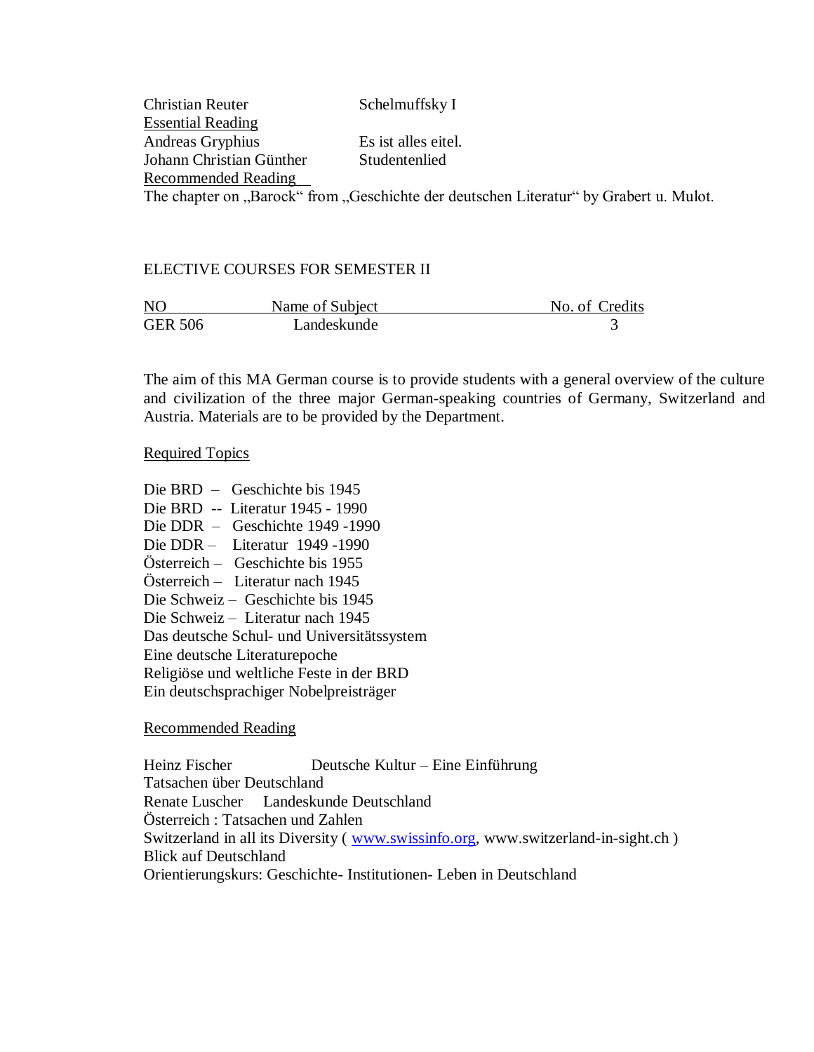Christian Reuter — Schelmuffsky I

Essential Reading

Andreas Gryphius — Es ist alles eitel.
Johann Christian Günther — Studentenlied

Recommended Reading

The chapter on „Barock" from „Geschichte der deutschen Literatur" by Grabert u. Mulot.

ELECTIVE COURSES FOR SEMESTER II

| NO | Name of Subject | No. of Credits |
|---|---|---|
| GER 506 | Landeskunde | 3 |

The aim of this MA German course is to provide students with a general overview of the culture and civilization of the three major German-speaking countries of Germany, Switzerland and Austria. Materials are to be provided by the Department.

Required Topics

Die BRD – Geschichte bis 1945
Die BRD -- Literatur 1945 - 1990
Die DDR – Geschichte 1949 -1990
Die DDR – Literatur 1949 -1990
Österreich – Geschichte bis 1955
Österreich – Literatur nach 1945
Die Schweiz – Geschichte bis 1945
Die Schweiz – Literatur nach 1945
Das deutsche Schul- und Universitätssystem
Eine deutsche Literaturepoche
Religiöse und weltliche Feste in der BRD
Ein deutschsprachiger Nobelpreisträger

Recommended Reading

Heinz Fischer — Deutsche Kultur – Eine Einführung
Tatsachen über Deutschland
Renate Luscher — Landeskunde Deutschland
Österreich : Tatsachen und Zahlen
Switzerland in all its Diversity ( www.swissinfo.org, www.switzerland-in-sight.ch )
Blick auf Deutschland
Orientierungskurs: Geschichte- Institutionen- Leben in Deutschland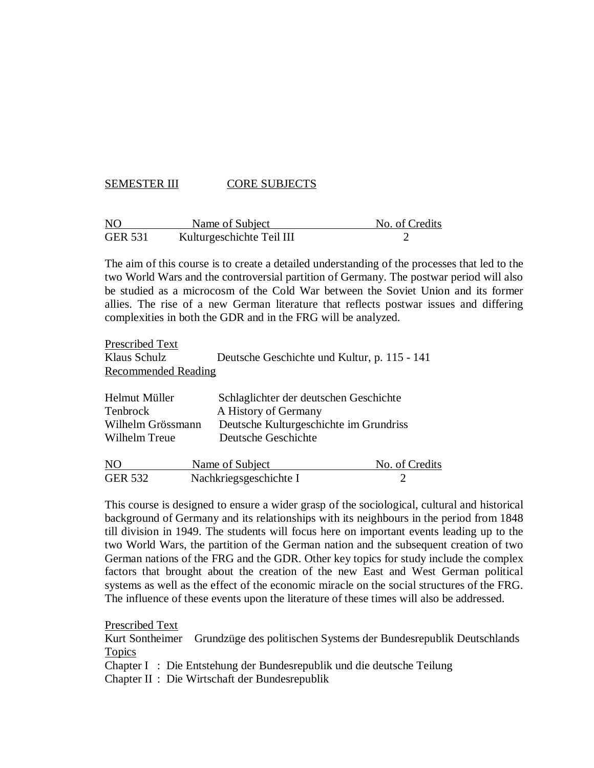SEMESTER III CORE SUBJECTS

| NO | Name of Subject | No. of Credits |
|---|---|---|
| GER 531 | Kulturgeschichte Teil III | 2 |

The aim of this course is to create a detailed understanding of the processes that led to the two World Wars and the controversial partition of Germany. The postwar period will also be studied as a microcosm of the Cold War between the Soviet Union and its former allies. The rise of a new German literature that reflects postwar issues and differing complexities in both the GDR and in the FRG will be analyzed.

Prescribed Text

Klaus Schulz Deutsche Geschichte und Kultur, p. 115 - 141

Recommended Reading

Helmut Müller Schlaglichter der deutschen Geschichte
Tenbrock A History of Germany
Wilhelm Grössmann Deutsche Kulturgeschichte im Grundriss
Wilhelm Treue Deutsche Geschichte

| NO | Name of Subject | No. of Credits |
|---|---|---|
| GER 532 | Nachkriegsgeschichte I | 2 |

This course is designed to ensure a wider grasp of the sociological, cultural and historical background of Germany and its relationships with its neighbours in the period from 1848 till division in 1949. The students will focus here on important events leading up to the two World Wars, the partition of the German nation and the subsequent creation of two German nations of the FRG and the GDR. Other key topics for study include the complex factors that brought about the creation of the new East and West German political systems as well as the effect of the economic miracle on the social structures of the FRG. The influence of these events upon the literature of these times will also be addressed.

Prescribed Text

Kurt Sontheimer Grundzüge des politischen Systems der Bundesrepublik Deutschlands

Topics

Chapter I : Die Entstehung der Bundesrepublik und die deutsche Teilung
Chapter II : Die Wirtschaft der Bundesrepublik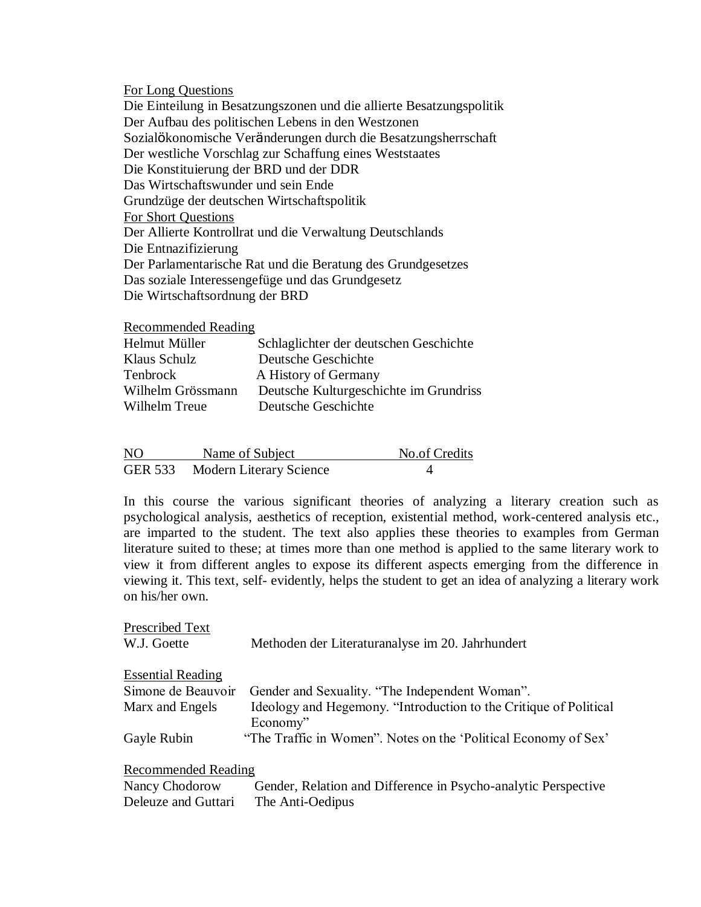For Long Questions

Die Einteilung in Besatzungszonen und die allierte Besatzungspolitik
Der Aufbau des politischen Lebens in den Westzonen
Sozialökonomische Veränderungen durch die Besatzungsherrschaft
Der westliche Vorschlag zur Schaffung eines Weststaates
Die Konstituierung der BRD und der DDR
Das Wirtschaftswunder und sein Ende
Grundzüge der deutschen Wirtschaftspolitik

For Short Questions

Der Allierte Kontrollrat und die Verwaltung Deutschlands
Die Entnazifizierung
Der Parlamentarische Rat und die Beratung des Grundgesetzes
Das soziale Interessengefüge und das Grundgesetz
Die Wirtschaftsordnung der BRD

Recommended Reading

| | |
|---|---|
| Helmut Müller | Schlaglichter der deutschen Geschichte |
| Klaus Schulz | Deutsche Geschichte |
| Tenbrock | A History of Germany |
| Wilhelm Grössmann | Deutsche Kulturgeschichte im Grundriss |
| Wilhelm Treue | Deutsche Geschichte |

| NO | Name of Subject | No.of Credits |
|---|---|---|
| GER 533 | Modern Literary Science | 4 |

In this course the various significant theories of analyzing a literary creation such as psychological analysis, aesthetics of reception, existential method, work-centered analysis etc., are imparted to the student. The text also applies these theories to examples from German literature suited to these; at times more than one method is applied to the same literary work to view it from different angles to expose its different aspects emerging from the difference in viewing it. This text, self- evidently, helps the student to get an idea of analyzing a literary work on his/her own.

Prescribed Text

| | |
|---|---|
| W.J. Goette | Methoden der Literaturanalyse im 20. Jahrhundert |

Essential Reading

| | |
|---|---|
| Simone de Beauvoir | Gender and Sexuality. "The Independent Woman". |
| Marx and Engels | Ideology and Hegemony. "Introduction to the Critique of Political Economy" |
| Gayle Rubin | "The Traffic in Women". Notes on the 'Political Economy of Sex' |

Recommended Reading

| | |
|---|---|
| Nancy Chodorow | Gender, Relation and Difference in Psycho-analytic Perspective |
| Deleuze and Guttari | The Anti-Oedipus |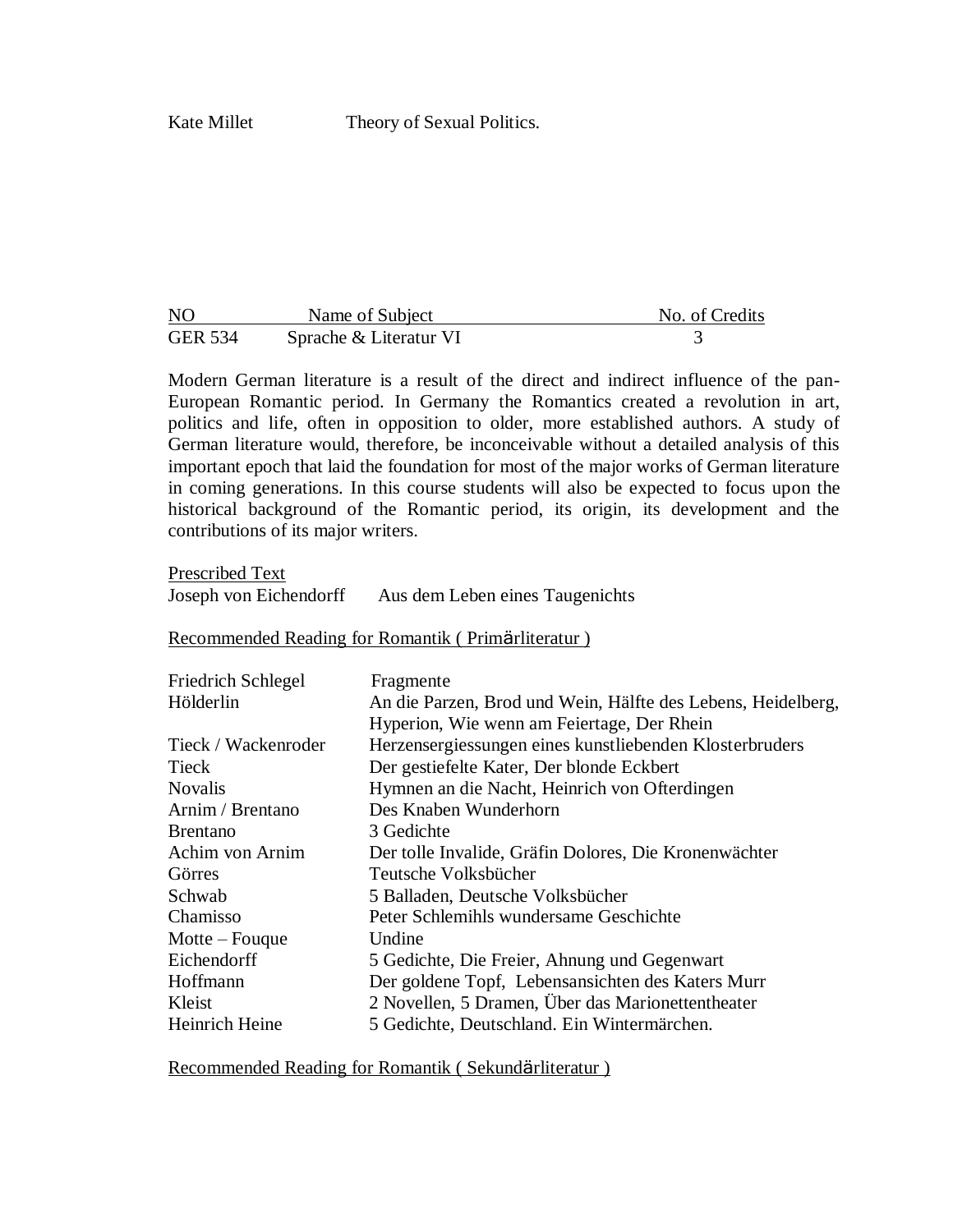| Kate Millet | Theory of Sexual Politics. |
|---|---|

| NO | Name of Subject | No. of Credits |
|---|---|---|
| GER 534 | Sprache & Literatur VI | 3 |

Modern German literature is a result of the direct and indirect influence of the pan-European Romantic period. In Germany the Romantics created a revolution in art, politics and life, often in opposition to older, more established authors. A study of German literature would, therefore, be inconceivable without a detailed analysis of this important epoch that laid the foundation for most of the major works of German literature in coming generations. In this course students will also be expected to focus upon the historical background of the Romantic period, its origin, its development and the contributions of its major writers.

Prescribed Text

| Joseph von Eichendorff | Aus dem Leben eines Taugenichts |
|---|---|

Recommended Reading for Romantik ( Primärliteratur )

| Author | Works |
|---|---|
| Friedrich Schlegel | Fragmente |
| Hölderlin | An die Parzen, Brod und Wein, Hälfte des Lebens, Heidelberg, Hyperion, Wie wenn am Feiertage, Der Rhein |
| Tieck / Wackenroder | Herzensergiessungen eines kunstliebenden Klosterbruders |
| Tieck | Der gestiefelte Kater, Der blonde Eckbert |
| Novalis | Hymnen an die Nacht, Heinrich von Ofterdingen |
| Arnim / Brentano | Des Knaben Wunderhorn |
| Brentano | 3 Gedichte |
| Achim von Arnim | Der tolle Invalide, Gräfin Dolores, Die Kronenwächter |
| Görres | Teutsche Volksbücher |
| Schwab | 5 Balladen, Deutsche Volksbücher |
| Chamisso | Peter Schlemihls wundersame Geschichte |
| Motte – Fouque | Undine |
| Eichendorff | 5 Gedichte, Die Freier, Ahnung und Gegenwart |
| Hoffmann | Der goldene Topf, Lebensansichten des Katers Murr |
| Kleist | 2 Novellen, 5 Dramen, Über das Marionettentheater |
| Heinrich Heine | 5 Gedichte, Deutschland. Ein Wintermärchen. |

Recommended Reading for Romantik ( Sekundärliteratur )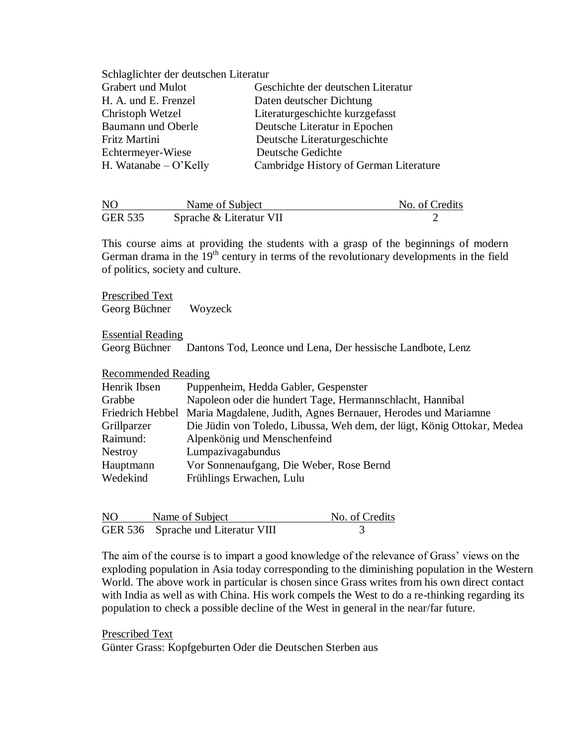Schlaglichter der deutschen Literatur

| | |
|---|---|
| Grabert und Mulot | Geschichte der deutschen Literatur |
| H. A. und E. Frenzel | Daten deutscher Dichtung |
| Christoph Wetzel | Literaturgeschichte kurzgefasst |
| Baumann und Oberle | Deutsche Literatur in Epochen |
| Fritz Martini | Deutsche Literaturgeschichte |
| Echtermeyer-Wiese | Deutsche Gedichte |
| H. Watanabe – O'Kelly | Cambridge History of German Literature |

| NO | Name of Subject | No. of Credits |
|---|---|---|
| GER 535 | Sprache & Literatur VII | 2 |

This course aims at providing the students with a grasp of the beginnings of modern German drama in the 19th century in terms of the revolutionary developments in the field of politics, society and culture.

<u>Prescribed Text</u>
Georg Büchner Woyzeck

<u>Essential Reading</u>
Georg Büchner Dantons Tod, Leonce und Lena, Der hessische Landbote, Lenz

<u>Recommended Reading</u>

| | |
|---|---|
| Henrik Ibsen | Puppenheim, Hedda Gabler, Gespenster |
| Grabbe | Napoleon oder die hundert Tage, Hermannschlacht, Hannibal |
| Friedrich Hebbel | Maria Magdalene, Judith, Agnes Bernauer, Herodes und Mariamne |
| Grillparzer | Die Jüdin von Toledo, Libussa, Weh dem, der lügt, König Ottokar, Medea |
| Raimund: | Alpenkönig und Menschenfeind |
| Nestroy | Lumpazivagabundus |
| Hauptmann | Vor Sonnenaufgang, Die Weber, Rose Bernd |
| Wedekind | Frühlings Erwachen, Lulu |

| NO | Name of Subject | No. of Credits |
|---|---|---|
| GER 536 | Sprache und Literatur VIII | 3 |

The aim of the course is to impart a good knowledge of the relevance of Grass' views on the exploding population in Asia today corresponding to the diminishing population in the Western World. The above work in particular is chosen since Grass writes from his own direct contact with India as well as with China. His work compels the West to do a re-thinking regarding its population to check a possible decline of the West in general in the near/far future.

<u>Prescribed Text</u>
Günter Grass: Kopfgeburten Oder die Deutschen Sterben aus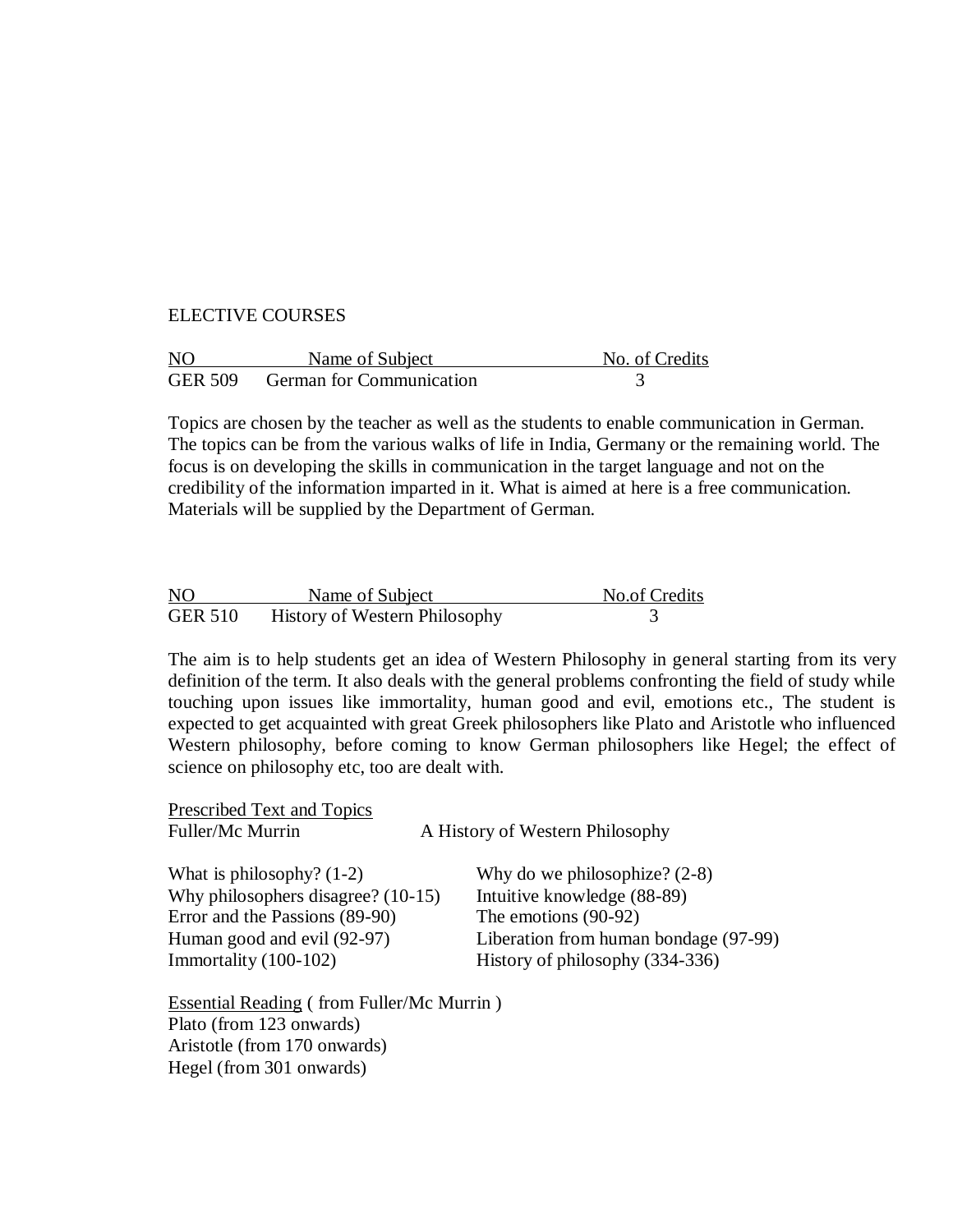ELECTIVE COURSES

| NO | Name of Subject | No. of Credits |
|---|---|---|
| GER 509 | German for Communication | 3 |

Topics are chosen by the teacher as well as the students to enable communication in German. The topics can be from the various walks of life in India, Germany or the remaining world. The focus is on developing the skills in communication in the target language and not on the credibility of the information imparted in it. What is aimed at here is a free communication. Materials will be supplied by the Department of German.

| NO | Name of Subject | No.of Credits |
|---|---|---|
| GER 510 | History of Western Philosophy | 3 |

The aim is to help students get an idea of Western Philosophy in general starting from its very definition of the term. It also deals with the general problems confronting the field of study while touching upon issues like immortality, human good and evil, emotions etc., The student is expected to get acquainted with great Greek philosophers like Plato and Aristotle who influenced Western philosophy, before coming to know German philosophers like Hegel; the effect of science on philosophy etc, too are dealt with.

Prescribed Text and Topics
Fuller/Mc Murrin A History of Western Philosophy

- What is philosophy? (1-2)
- Why do we philosophize? (2-8)
- Why philosophers disagree? (10-15)
- Intuitive knowledge (88-89)
- Error and the Passions (89-90)
- The emotions (90-92)
- Human good and evil (92-97)
- Liberation from human bondage (97-99)
- Immortality (100-102)
- History of philosophy (334-336)

Essential Reading ( from Fuller/Mc Murrin )
Plato (from 123 onwards)
Aristotle (from 170 onwards)
Hegel (from 301 onwards)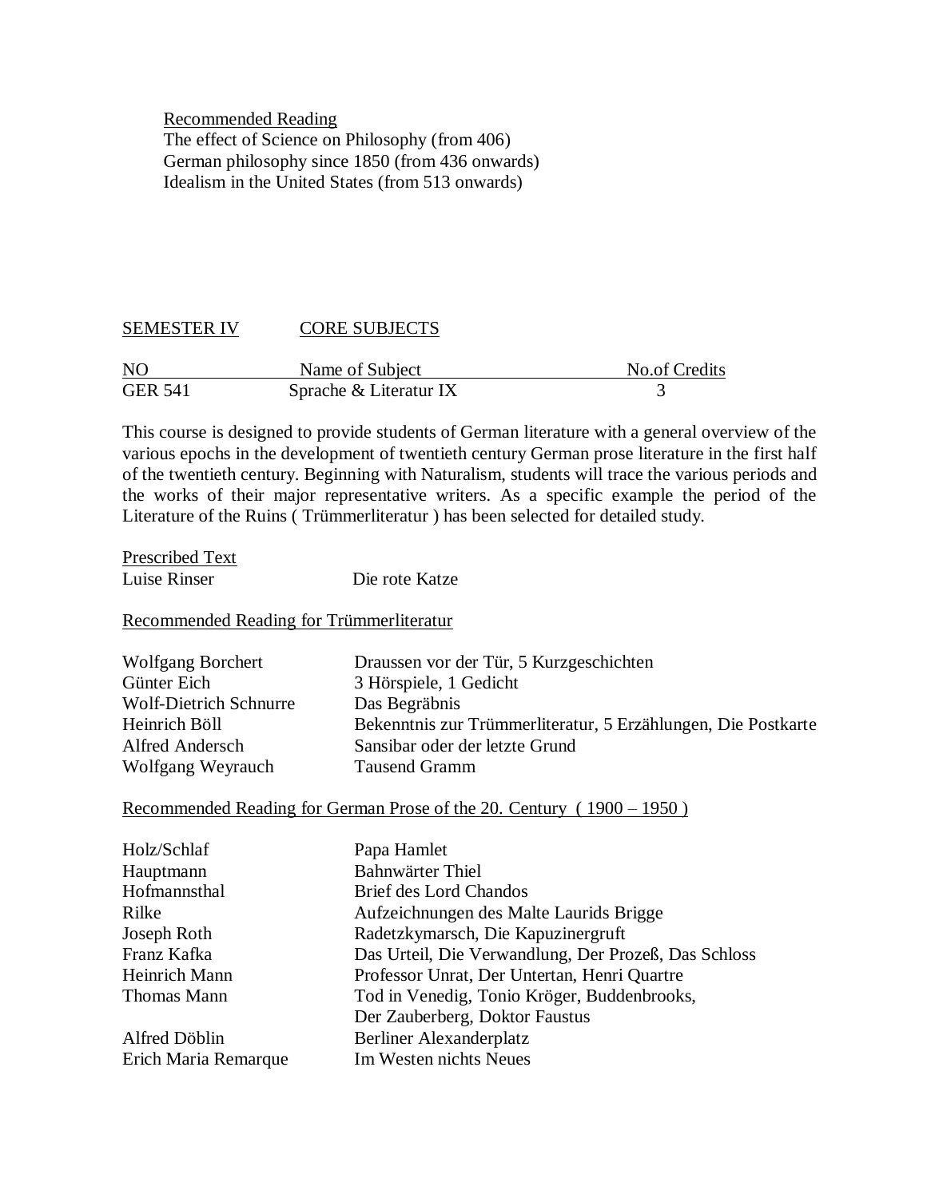Recommended Reading

The effect of Science on Philosophy (from 406)
German philosophy since 1850 (from 436 onwards)
Idealism in the United States (from 513 onwards)

SEMESTER IV CORE SUBJECTS

| NO | Name of Subject | No.of Credits |
|---|---|---|
| GER 541 | Sprache & Literatur IX | 3 |

This course is designed to provide students of German literature with a general overview of the various epochs in the development of twentieth century German prose literature in the first half of the twentieth century. Beginning with Naturalism, students will trace the various periods and the works of their major representative writers. As a specific example the period of the Literature of the Ruins ( Trümmerliteratur ) has been selected for detailed study.

Prescribed Text

| | |
|---|---|
| Luise Rinser | Die rote Katze |

Recommended Reading for Trümmerliteratur

| | |
|---|---|
| Wolfgang Borchert | Draussen vor der Tür, 5 Kurzgeschichten |
| Günter Eich | 3 Hörspiele, 1 Gedicht |
| Wolf-Dietrich Schnurre | Das Begräbnis |
| Heinrich Böll | Bekenntnis zur Trümmerliteratur, 5 Erzählungen, Die Postkarte |
| Alfred Andersch | Sansibar oder der letzte Grund |
| Wolfgang Weyrauch | Tausend Gramm |

Recommended Reading for German Prose of the 20. Century ( 1900 – 1950 )

| | |
|---|---|
| Holz/Schlaf | Papa Hamlet |
| Hauptmann | Bahnwärter Thiel |
| Hofmannsthal | Brief des Lord Chandos |
| Rilke | Aufzeichnungen des Malte Laurids Brigge |
| Joseph Roth | Radetzkymarsch, Die Kapuzinergruft |
| Franz Kafka | Das Urteil, Die Verwandlung, Der Prozeß, Das Schloss |
| Heinrich Mann | Professor Unrat, Der Untertan, Henri Quartre |
| Thomas Mann | Tod in Venedig, Tonio Kröger, Buddenbrooks, Der Zauberberg, Doktor Faustus |
| Alfred Döblin | Berliner Alexanderplatz |
| Erich Maria Remarque | Im Westen nichts Neues |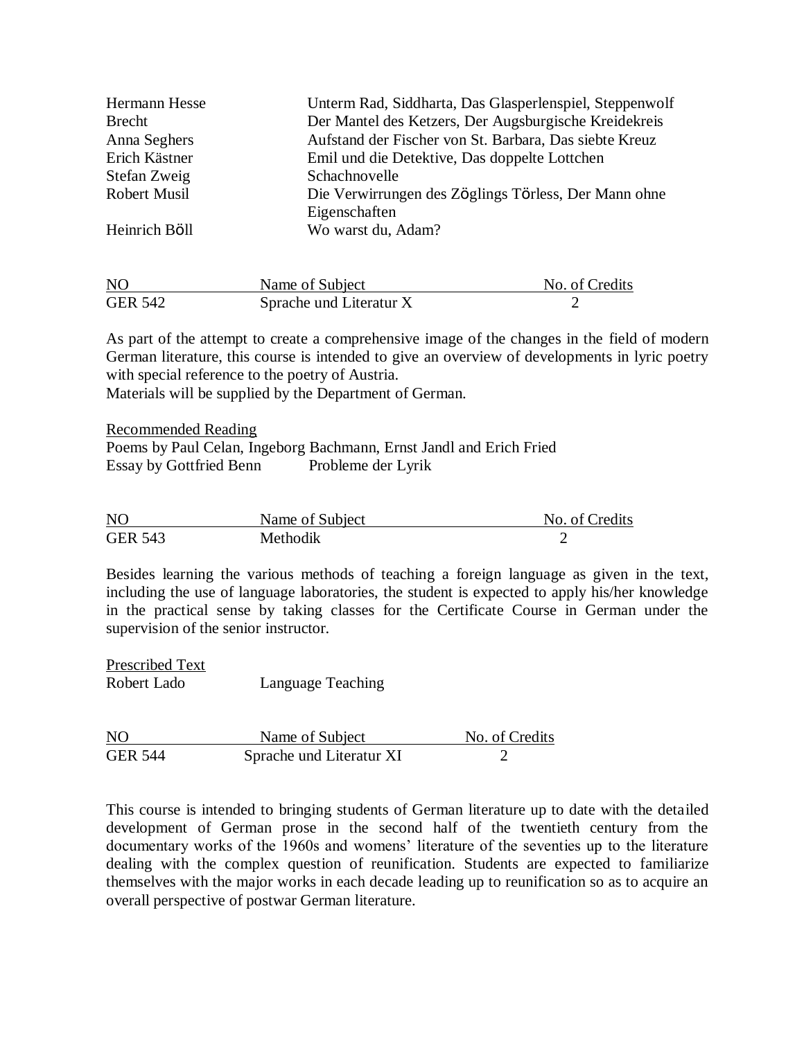| | |
|---|---|
| Hermann Hesse | Unterm Rad, Siddharta, Das Glasperlenspiel, Steppenwolf |
| Brecht | Der Mantel des Ketzers, Der Augsburgische Kreidekreis |
| Anna Seghers | Aufstand der Fischer von St. Barbara, Das siebte Kreuz |
| Erich Kästner | Emil und die Detektive, Das doppelte Lottchen |
| Stefan Zweig | Schachnovelle |
| Robert Musil | Die Verwirrungen des Zöglings Törless, Der Mann ohne Eigenschaften |
| Heinrich Böll | Wo warst du, Adam? |

| NO | Name of Subject | No. of Credits |
|---|---|---|
| GER 542 | Sprache und Literatur X | 2 |

As part of the attempt to create a comprehensive image of the changes in the field of modern German literature, this course is intended to give an overview of developments in lyric poetry with special reference to the poetry of Austria.
Materials will be supplied by the Department of German.

Recommended Reading
Poems by Paul Celan, Ingeborg Bachmann, Ernst Jandl and Erich Fried
Essay by Gottfried Benn Probleme der Lyrik

| NO | Name of Subject | No. of Credits |
|---|---|---|
| GER 543 | Methodik | 2 |

Besides learning the various methods of teaching a foreign language as given in the text, including the use of language laboratories, the student is expected to apply his/her knowledge in the practical sense by taking classes for the Certificate Course in German under the supervision of the senior instructor.

Prescribed Text
Robert Lado Language Teaching

| NO | Name of Subject | No. of Credits |
|---|---|---|
| GER 544 | Sprache und Literatur XI | 2 |

This course is intended to bringing students of German literature up to date with the detailed development of German prose in the second half of the twentieth century from the documentary works of the 1960s and womens' literature of the seventies up to the literature dealing with the complex question of reunification. Students are expected to familiarize themselves with the major works in each decade leading up to reunification so as to acquire an overall perspective of postwar German literature.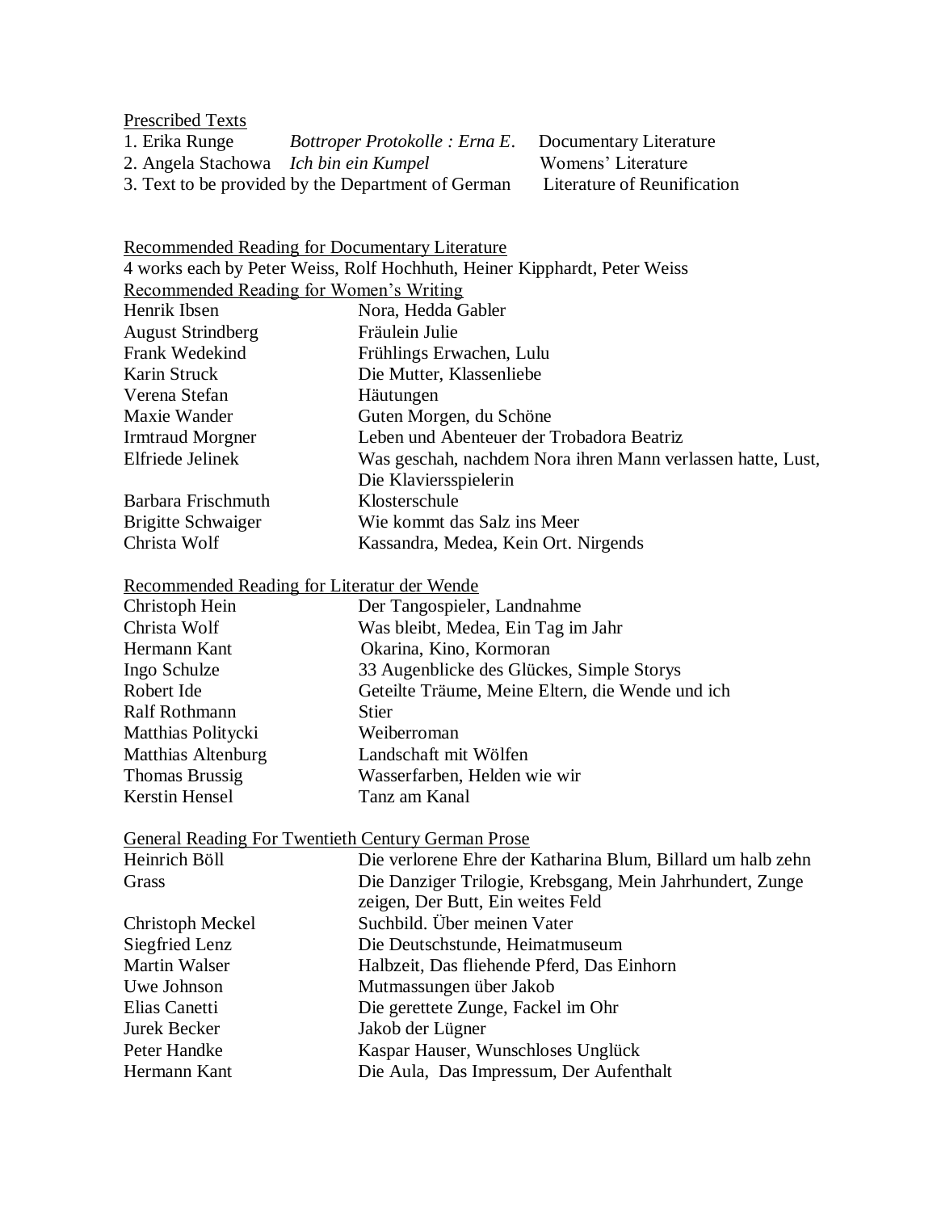Prescribed Texts

| | | |
|---|---|---|
| 1. Erika Runge | *Bottroper Protokolle : Erna E*. | Documentary Literature |
| 2. Angela Stachowa | *Ich bin ein Kumpel* | Womens' Literature |
| 3. Text to be provided by the Department of German | | Literature of Reunification |

Recommended Reading for Documentary Literature

4 works each by Peter Weiss, Rolf Hochhuth, Heiner Kipphardt, Peter Weiss

Recommended Reading for Women's Writing

| | |
|---|---|
| Henrik Ibsen | Nora, Hedda Gabler |
| August Strindberg | Fräulein Julie |
| Frank Wedekind | Frühlings Erwachen, Lulu |
| Karin Struck | Die Mutter, Klassenliebe |
| Verena Stefan | Häutungen |
| Maxie Wander | Guten Morgen, du Schöne |
| Irmtraud Morgner | Leben und Abenteuer der Trobadora Beatriz |
| Elfriede Jelinek | Was geschah, nachdem Nora ihren Mann verlassen hatte, Lust, Die Klaviersspielerin |
| Barbara Frischmuth | Klosterschule |
| Brigitte Schwaiger | Wie kommt das Salz ins Meer |
| Christa Wolf | Kassandra, Medea, Kein Ort. Nirgends |

Recommended Reading for Literatur der Wende

| | |
|---|---|
| Christoph Hein | Der Tangospieler, Landnahme |
| Christa Wolf | Was bleibt, Medea, Ein Tag im Jahr |
| Hermann Kant | Okarina, Kino, Kormoran |
| Ingo Schulze | 33 Augenblicke des Glückes, Simple Storys |
| Robert Ide | Geteilte Träume, Meine Eltern, die Wende und ich |
| Ralf Rothmann | Stier |
| Matthias Politycki | Weiberroman |
| Matthias Altenburg | Landschaft mit Wölfen |
| Thomas Brussig | Wasserfarben, Helden wie wir |
| Kerstin Hensel | Tanz am Kanal |

General Reading For Twentieth Century German Prose

| | |
|---|---|
| Heinrich Böll | Die verlorene Ehre der Katharina Blum, Billard um halb zehn |
| Grass | Die Danziger Trilogie, Krebsgang, Mein Jahrhundert, Zunge zeigen, Der Butt, Ein weites Feld |
| Christoph Meckel | Suchbild. Über meinen Vater |
| Siegfried Lenz | Die Deutschstunde, Heimatmuseum |
| Martin Walser | Halbzeit, Das fliehende Pferd, Das Einhorn |
| Uwe Johnson | Mutmassungen über Jakob |
| Elias Canetti | Die gerettete Zunge, Fackel im Ohr |
| Jurek Becker | Jakob der Lügner |
| Peter Handke | Kaspar Hauser, Wunschloses Unglück |
| Hermann Kant | Die Aula, Das Impressum, Der Aufenthalt |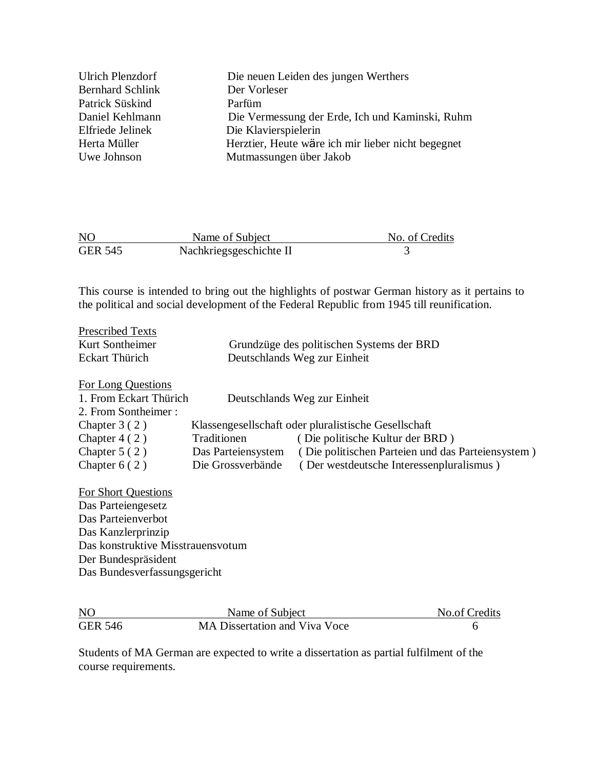| | |
|---|---|
| Ulrich Plenzdorf | Die neuen Leiden des jungen Werthers |
| Bernhard Schlink | Der Vorleser |
| Patrick Süskind | Parfüm |
| Daniel Kehlmann | Die Vermessung der Erde, Ich und Kaminski, Ruhm |
| Elfriede Jelinek | Die Klavierspielerin |
| Herta Müller | Herztier, Heute wäre ich mir lieber nicht begegnet |
| Uwe Johnson | Mutmassungen über Jakob |

| NO | Name of Subject | No. of Credits |
|---|---|---|
| GER 545 | Nachkriegsgeschichte II | 3 |

This course is intended to bring out the highlights of postwar German history as it pertains to the political and social development of the Federal Republic from 1945 till reunification.

Prescribed Texts

| | |
|---|---|
| Kurt Sontheimer | Grundzüge des politischen Systems der BRD |
| Eckart Thürich | Deutschlands Weg zur Einheit |

For Long Questions

1. From Eckart Thürich — Deutschlands Weg zur Einheit
2. From Sontheimer :

| | | |
|---|---|---|
| Chapter 3 ( 2 ) | Klassengesellschaft oder pluralistische Gesellschaft | |
| Chapter 4 ( 2 ) | Traditionen | ( Die politische Kultur der BRD ) |
| Chapter 5 ( 2 ) | Das Parteiensystem | ( Die politischen Parteien und das Parteiensystem ) |
| Chapter 6 ( 2 ) | Die Grossverbände | ( Der westdeutsche Interessenpluralismus ) |

For Short Questions

Das Parteiengesetz
Das Parteienverbot
Das Kanzlerprinzip
Das konstruktive Misstrauensvotum
Der Bundespräsident
Das Bundesverfassungsgericht

| NO | Name of Subject | No.of Credits |
|---|---|---|
| GER 546 | MA Dissertation and Viva Voce | 6 |

Students of MA German are expected to write a dissertation as partial fulfilment of the course requirements.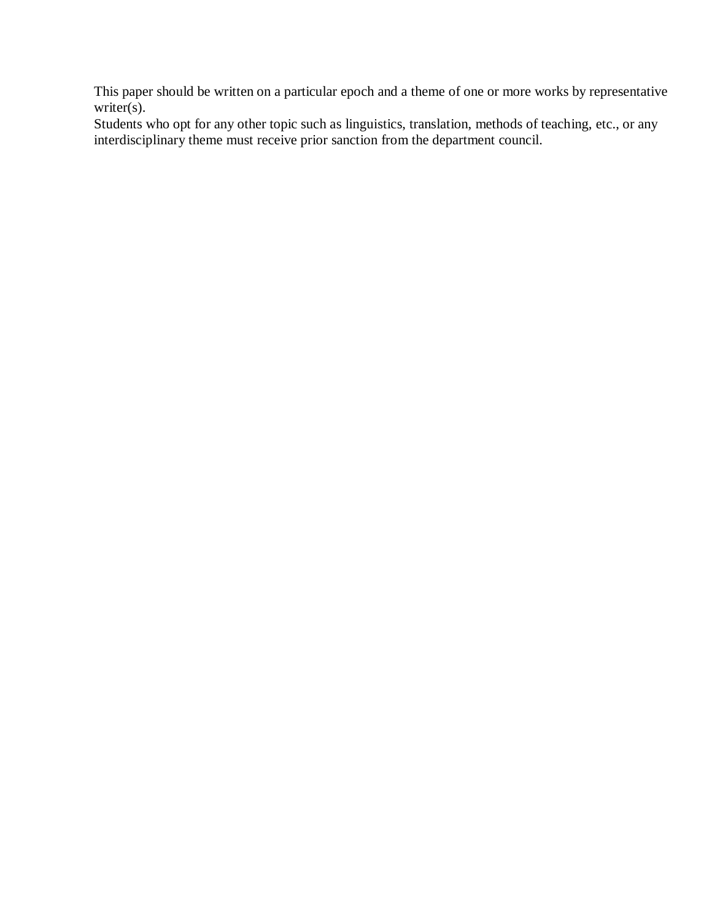This paper should be written on a particular epoch and a theme of one or more works by representative writer(s).

Students who opt for any other topic such as linguistics, translation, methods of teaching, etc., or any interdisciplinary theme must receive prior sanction from the department council.